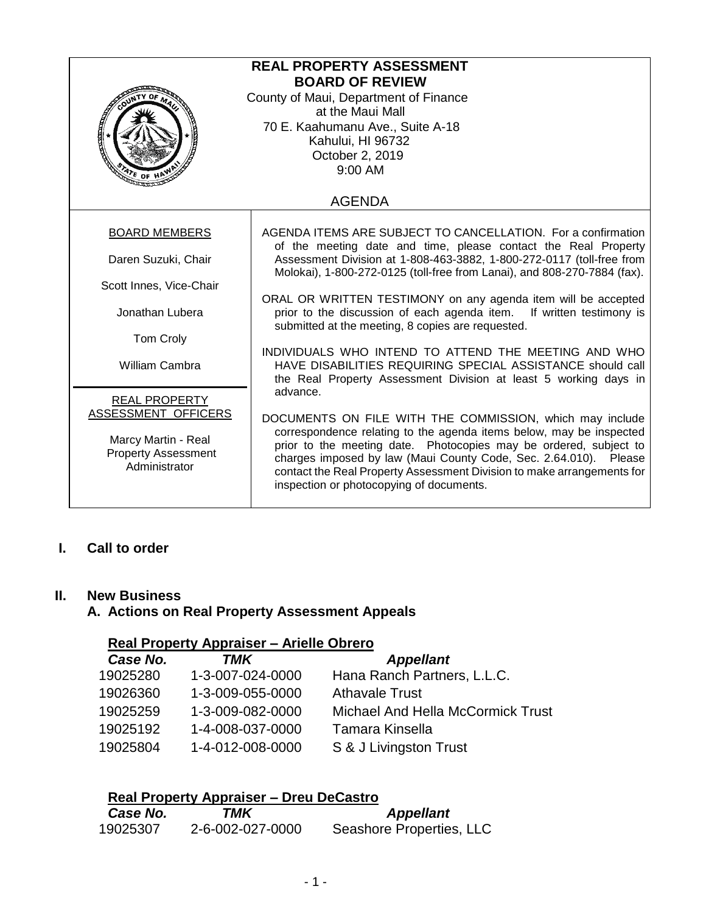# REAL PROPERTY ASSESSMENT BOARD OF REVIEW

County of Maui, Department of Finance
at the Maui Mall
70 E. Kaahumanu Ave., Suite A-18
Kahului, HI 96732
October 2, 2019
9:00 AM

## AGENDA

**BOARD MEMBERS**

Daren Suzuki, Chair

Scott Innes, Vice-Chair

Jonathan Lubera

Tom Croly

William Cambra

**REAL PROPERTY ASSESSMENT OFFICERS**

Marcy Martin - Real Property Assessment Administrator

AGENDA ITEMS ARE SUBJECT TO CANCELLATION. For a confirmation of the meeting date and time, please contact the Real Property Assessment Division at 1-808-463-3882, 1-800-272-0117 (toll-free from Molokai), 1-800-272-0125 (toll-free from Lanai), and 808-270-7884 (fax).

ORAL OR WRITTEN TESTIMONY on any agenda item will be accepted prior to the discussion of each agenda item. If written testimony is submitted at the meeting, 8 copies are requested.

INDIVIDUALS WHO INTEND TO ATTEND THE MEETING AND WHO HAVE DISABILITIES REQUIRING SPECIAL ASSISTANCE should call the Real Property Assessment Division at least 5 working days in advance.

DOCUMENTS ON FILE WITH THE COMMISSION, which may include correspondence relating to the agenda items below, may be inspected prior to the meeting date. Photocopies may be ordered, subject to charges imposed by law (Maui County Code, Sec. 2.64.010). Please contact the Real Property Assessment Division to make arrangements for inspection or photocopying of documents.

**I. Call to order**

**II. New Business**

**A. Actions on Real Property Assessment Appeals**

**Real Property Appraiser – Arielle Obrero**

| *Case No.* | *TMK* | *Appellant* |
|---|---|---|
| 19025280 | 1-3-007-024-0000 | Hana Ranch Partners, L.L.C. |
| 19026360 | 1-3-009-055-0000 | Athavale Trust |
| 19025259 | 1-3-009-082-0000 | Michael And Hella McCormick Trust |
| 19025192 | 1-4-008-037-0000 | Tamara Kinsella |
| 19025804 | 1-4-012-008-0000 | S & J Livingston Trust |

**Real Property Appraiser – Dreu DeCastro**

| *Case No.* | *TMK* | *Appellant* |
|---|---|---|
| 19025307 | 2-6-002-027-0000 | Seashore Properties, LLC |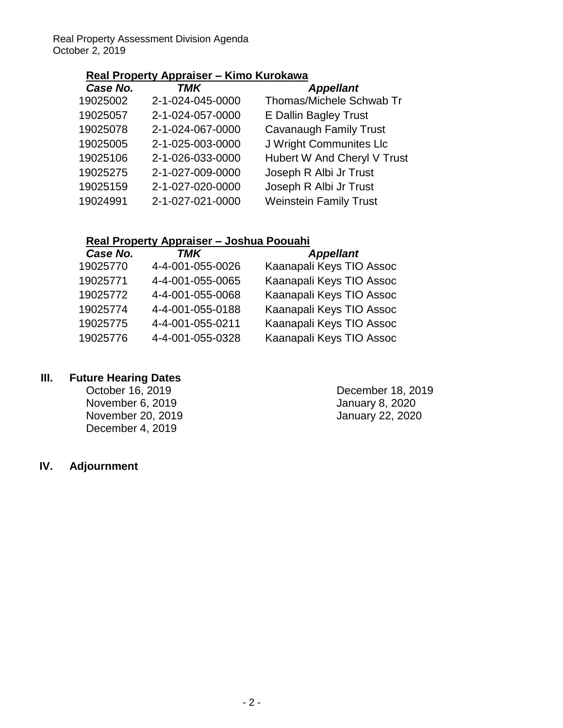#### Real Property Appraiser – Kimo Kurokawa

| *Case No.* | *TMK* | *Appellant* |
|---|---|---|
| 19025002 | 2-1-024-045-0000 | Thomas/Michele Schwab Tr |
| 19025057 | 2-1-024-057-0000 | E Dallin Bagley Trust |
| 19025078 | 2-1-024-067-0000 | Cavanaugh Family Trust |
| 19025005 | 2-1-025-003-0000 | J Wright Communites Llc |
| 19025106 | 2-1-026-033-0000 | Hubert W And Cheryl V Trust |
| 19025275 | 2-1-027-009-0000 | Joseph R Albi Jr Trust |
| 19025159 | 2-1-027-020-0000 | Joseph R Albi Jr Trust |
| 19024991 | 2-1-027-021-0000 | Weinstein Family Trust |

#### Real Property Appraiser – Joshua Poouahi

| *Case No.* | *TMK* | *Appellant* |
|---|---|---|
| 19025770 | 4-4-001-055-0026 | Kaanapali Keys TIO Assoc |
| 19025771 | 4-4-001-055-0065 | Kaanapali Keys TIO Assoc |
| 19025772 | 4-4-001-055-0068 | Kaanapali Keys TIO Assoc |
| 19025774 | 4-4-001-055-0188 | Kaanapali Keys TIO Assoc |
| 19025775 | 4-4-001-055-0211 | Kaanapali Keys TIO Assoc |
| 19025776 | 4-4-001-055-0328 | Kaanapali Keys TIO Assoc |

## III. Future Hearing Dates

October 16, 2019
November 6, 2019
November 20, 2019
December 4, 2019
December 18, 2019
January 8, 2020
January 22, 2020

## IV. Adjournment